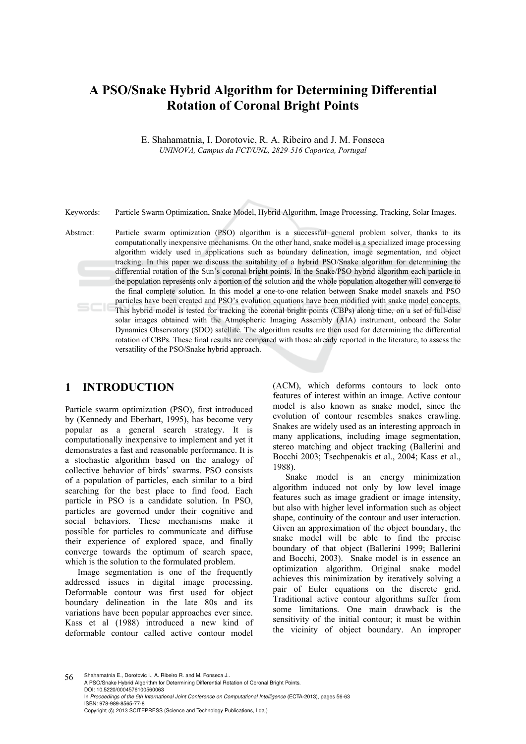# A PSO/Snake Hybrid Algorithm for Determining Differential Rotation of Coronal Bright Points

E. Shahamatnia, I. Dorotovic, R. A. Ribeiro and J. M. Fonseca

*UNINOVA, Campus da FCT/UNL, 2829-516 Caparica, Portugal*

Keywords: Particle Swarm Optimization, Snake Model, Hybrid Algorithm, Image Processing, Tracking, Solar Images.

Abstract: Particle swarm optimization (PSO) algorithm is a successful general problem solver, thanks to its computationally inexpensive mechanisms. On the other hand, snake model is a specialized image processing algorithm widely used in applications such as boundary delineation, image segmentation, and object tracking. In this paper we discuss the suitability of a hybrid PSO/Snake algorithm for determining the differential rotation of the Sun's coronal bright points. In the Snake/PSO hybrid algorithm each particle in the population represents only a portion of the solution and the whole population altogether will converge to the final complete solution. In this model a one-to-one relation between Snake model snaxels and PSO particles have been created and PSO's evolution equations have been modified with snake model concepts. This hybrid model is tested for tracking the coronal bright points (CBPs) along time, on a set of full-disc solar images obtained with the Atmospheric Imaging Assembly (AIA) instrument, onboard the Solar Dynamics Observatory (SDO) satellite. The algorithm results are then used for determining the differential rotation of CBPs. These final results are compared with those already reported in the literature, to assess the versatility of the PSO/Snake hybrid approach.

## 1 INTRODUCTION

Particle swarm optimization (PSO), first introduced by (Kennedy and Eberhart, 1995), has become very popular as a general search strategy. It is computationally inexpensive to implement and yet it demonstrates a fast and reasonable performance. It is a stochastic algorithm based on the analogy of collective behavior of birds´ swarms. PSO consists of a population of particles, each similar to a bird searching for the best place to find food. Each particle in PSO is a candidate solution. In PSO, particles are governed under their cognitive and social behaviors. These mechanisms make it possible for particles to communicate and diffuse their experience of explored space, and finally converge towards the optimum of search space, which is the solution to the formulated problem.

Image segmentation is one of the frequently addressed issues in digital image processing. Deformable contour was first used for object boundary delineation in the late 80s and its variations have been popular approaches ever since. Kass et al (1988) introduced a new kind of deformable contour called active contour model (ACM), which deforms contours to lock onto features of interest within an image. Active contour model is also known as snake model, since the evolution of contour resembles snakes crawling. Snakes are widely used as an interesting approach in many applications, including image segmentation, stereo matching and object tracking (Ballerini and Bocchi 2003; Tsechpenakis et al., 2004; Kass et al., 1988).

Snake model is an energy minimization algorithm induced not only by low level image features such as image gradient or image intensity, but also with higher level information such as object shape, continuity of the contour and user interaction. Given an approximation of the object boundary, the snake model will be able to find the precise boundary of that object (Ballerini 1999; Ballerini and Bocchi, 2003). Snake model is in essence an optimization algorithm. Original snake model achieves this minimization by iteratively solving a pair of Euler equations on the discrete grid. Traditional active contour algorithms suffer from some limitations. One main drawback is the sensitivity of the initial contour; it must be within the vicinity of object boundary. An improper

Shahamatnia E., Dorotovic I., A. Ribeiro R. and M. Fonseca J..
A PSO/Snake Hybrid Algorithm for Determining Differential Rotation of Coronal Bright Points.
DOI: 10.5220/0004576100560063
In *Proceedings of the 5th International Joint Conference on Computational Intelligence* (ECTA-2013), pages 56-63
ISBN: 978-989-8565-77-8
Copyright © 2013 SCITEPRESS (Science and Technology Publications, Lda.)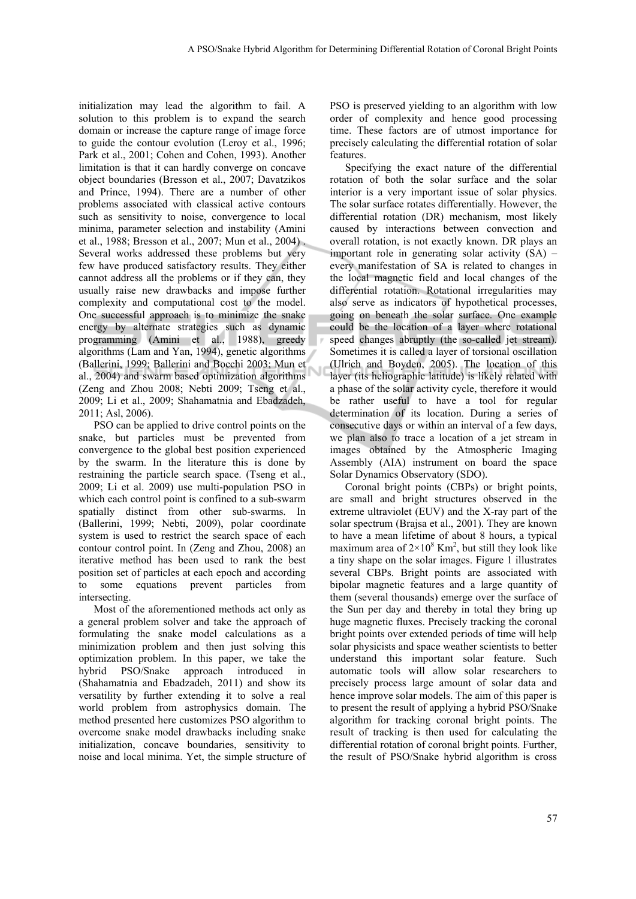initialization may lead the algorithm to fail. A solution to this problem is to expand the search domain or increase the capture range of image force to guide the contour evolution (Leroy et al., 1996; Park et al., 2001; Cohen and Cohen, 1993). Another limitation is that it can hardly converge on concave object boundaries (Bresson et al., 2007; Davatzikos and Prince, 1994). There are a number of other problems associated with classical active contours such as sensitivity to noise, convergence to local minima, parameter selection and instability (Amini et al., 1988; Bresson et al., 2007; Mun et al., 2004) . Several works addressed these problems but very few have produced satisfactory results. They either cannot address all the problems or if they can, they usually raise new drawbacks and impose further complexity and computational cost to the model. One successful approach is to minimize the snake energy by alternate strategies such as dynamic programming (Amini et al., 1988), greedy algorithms (Lam and Yan, 1994), genetic algorithms (Ballerini, 1999; Ballerini and Bocchi 2003; Mun et al., 2004) and swarm based optimization algorithms (Zeng and Zhou 2008; Nebti 2009; Tseng et al., 2009; Li et al., 2009; Shahamatnia and Ebadzadeh, 2011; Asl, 2006).

PSO can be applied to drive control points on the snake, but particles must be prevented from convergence to the global best position experienced by the swarm. In the literature this is done by restraining the particle search space. (Tseng et al., 2009; Li et al. 2009) use multi-population PSO in which each control point is confined to a sub-swarm spatially distinct from other sub-swarms. In (Ballerini, 1999; Nebti, 2009), polar coordinate system is used to restrict the search space of each contour control point. In (Zeng and Zhou, 2008) an iterative method has been used to rank the best position set of particles at each epoch and according to some equations prevent particles from intersecting.

Most of the aforementioned methods act only as a general problem solver and take the approach of formulating the snake model calculations as a minimization problem and then just solving this optimization problem. In this paper, we take the hybrid PSO/Snake approach introduced in (Shahamatnia and Ebadzadeh, 2011) and show its versatility by further extending it to solve a real world problem from astrophysics domain. The method presented here customizes PSO algorithm to overcome snake model drawbacks including snake initialization, concave boundaries, sensitivity to noise and local minima. Yet, the simple structure of PSO is preserved yielding to an algorithm with low order of complexity and hence good processing time. These factors are of utmost importance for precisely calculating the differential rotation of solar features.

Specifying the exact nature of the differential rotation of both the solar surface and the solar interior is a very important issue of solar physics. The solar surface rotates differentially. However, the differential rotation (DR) mechanism, most likely caused by interactions between convection and overall rotation, is not exactly known. DR plays an important role in generating solar activity (SA) – every manifestation of SA is related to changes in the local magnetic field and local changes of the differential rotation. Rotational irregularities may also serve as indicators of hypothetical processes, going on beneath the solar surface. One example could be the location of a layer where rotational speed changes abruptly (the so-called jet stream). Sometimes it is called a layer of torsional oscillation (Ulrich and Boyden, 2005). The location of this layer (its heliographic latitude) is likely related with a phase of the solar activity cycle, therefore it would be rather useful to have a tool for regular determination of its location. During a series of consecutive days or within an interval of a few days, we plan also to trace a location of a jet stream in images obtained by the Atmospheric Imaging Assembly (AIA) instrument on board the space Solar Dynamics Observatory (SDO).

Coronal bright points (CBPs) or bright points, are small and bright structures observed in the extreme ultraviolet (EUV) and the X-ray part of the solar spectrum (Brajsa et al., 2001). They are known to have a mean lifetime of about 8 hours, a typical maximum area of $2{\times}10^8$ $Km^2$, but still they look like a tiny shape on the solar images. Figure 1 illustrates several CBPs. Bright points are associated with bipolar magnetic features and a large quantity of them (several thousands) emerge over the surface of the Sun per day and thereby in total they bring up huge magnetic fluxes. Precisely tracking the coronal bright points over extended periods of time will help solar physicists and space weather scientists to better understand this important solar feature. Such automatic tools will allow solar researchers to precisely process large amount of solar data and hence improve solar models. The aim of this paper is to present the result of applying a hybrid PSO/Snake algorithm for tracking coronal bright points. The result of tracking is then used for calculating the differential rotation of coronal bright points. Further, the result of PSO/Snake hybrid algorithm is cross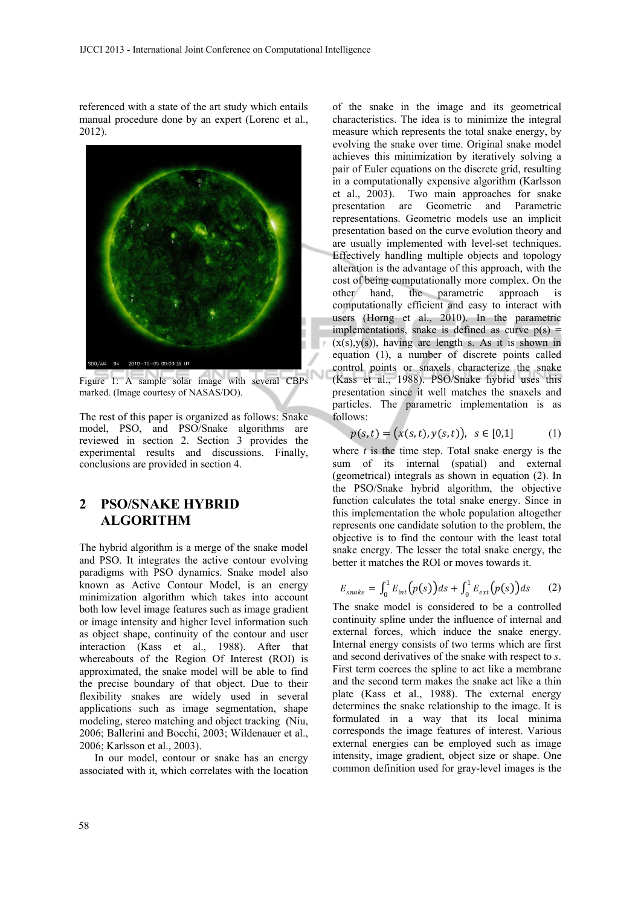referenced with a state of the art study which entails manual procedure done by an expert (Lorenc et al., 2012).

Figure 1: A sample solar image with several CBPs marked. (Image courtesy of NASAS/DO).

The rest of this paper is organized as follows: Snake model, PSO, and PSO/Snake algorithms are reviewed in section 2. Section 3 provides the experimental results and discussions. Finally, conclusions are provided in section 4.

## 2 PSO/SNAKE HYBRID ALGORITHM

The hybrid algorithm is a merge of the snake model and PSO. It integrates the active contour evolving paradigms with PSO dynamics. Snake model also known as Active Contour Model, is an energy minimization algorithm which takes into account both low level image features such as image gradient or image intensity and higher level information such as object shape, continuity of the contour and user interaction (Kass et al., 1988). After that whereabouts of the Region Of Interest (ROI) is approximated, the snake model will be able to find the precise boundary of that object. Due to their flexibility snakes are widely used in several applications such as image segmentation, shape modeling, stereo matching and object tracking (Niu, 2006; Ballerini and Bocchi, 2003; Wildenauer et al., 2006; Karlsson et al., 2003).

In our model, contour or snake has an energy associated with it, which correlates with the location of the snake in the image and its geometrical characteristics. The idea is to minimize the integral measure which represents the total snake energy, by evolving the snake over time. Original snake model achieves this minimization by iteratively solving a pair of Euler equations on the discrete grid, resulting in a computationally expensive algorithm (Karlsson et al., 2003). Two main approaches for snake presentation are Geometric and Parametric representations. Geometric models use an implicit presentation based on the curve evolution theory and are usually implemented with level-set techniques. Effectively handling multiple objects and topology alteration is the advantage of this approach, with the cost of being computationally more complex. On the other hand, the parametric approach is computationally efficient and easy to interact with users (Horng et al., 2010). In the parametric implementations, snake is defined as curve $p(s) = (x(s),y(s))$, having arc length s. As it is shown in equation (1), a number of discrete points called control points or snaxels characterize the snake (Kass et al., 1988). PSO/Snake hybrid uses this presentation since it well matches the snaxels and particles. The parametric implementation is as follows:

$$p(s,t) = \big(x(s,t), y(s,t)\big), \quad s \in [0,1] \tag{1}$$

where $t$ is the time step. Total snake energy is the sum of its internal (spatial) and external (geometrical) integrals as shown in equation (2). In the PSO/Snake hybrid algorithm, the objective function calculates the total snake energy. Since in this implementation the whole population altogether represents one candidate solution to the problem, the objective is to find the contour with the least total snake energy. The lesser the total snake energy, the better it matches the ROI or moves towards it.

$$E_{snake} = \int_0^1 E_{int}\big(p(s)\big)ds + \int_0^1 E_{ext}\big(p(s)\big)ds \tag{2}$$

The snake model is considered to be a controlled continuity spline under the influence of internal and external forces, which induce the snake energy. Internal energy consists of two terms which are first and second derivatives of the snake with respect to $s$. First term coerces the spline to act like a membrane and the second term makes the snake act like a thin plate (Kass et al., 1988). The external energy determines the snake relationship to the image. It is formulated in a way that its local minima corresponds the image features of interest. Various external energies can be employed such as image intensity, image gradient, object size or shape. One common definition used for gray-level images is the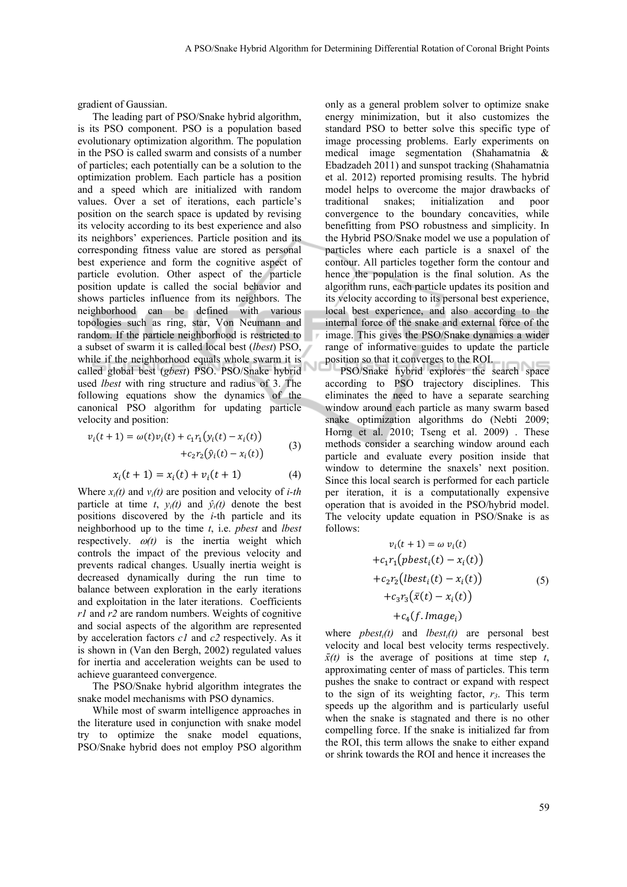gradient of Gaussian.

The leading part of PSO/Snake hybrid algorithm, is its PSO component. PSO is a population based evolutionary optimization algorithm. The population in the PSO is called swarm and consists of a number of particles; each potentially can be a solution to the optimization problem. Each particle has a position and a speed which are initialized with random values. Over a set of iterations, each particle's position on the search space is updated by revising its velocity according to its best experience and also its neighbors' experiences. Particle position and its corresponding fitness value are stored as personal best experience and form the cognitive aspect of particle evolution. Other aspect of the particle position update is called the social behavior and shows particles influence from its neighbors. The neighborhood can be defined with various topologies such as ring, star, Von Neumann and random. If the particle neighborhood is restricted to a subset of swarm it is called local best (*lbest*) PSO, while if the neighborhood equals whole swarm it is called global best (*gbest*) PSO. PSO/Snake hybrid used *lbest* with ring structure and radius of 3. The following equations show the dynamics of the canonical PSO algorithm for updating particle velocity and position:

$$v_i(t+1) = \omega(t)v_i(t) + c_1 r_1\big(y_i(t) - x_i(t)\big) + c_2 r_2\big(\hat{y}_i(t) - x_i(t)\big) \quad (3)$$

$$x_i(t+1) = x_i(t) + v_i(t+1) \quad (4)$$

Where $x_i(t)$ and $v_i(t)$ are position and velocity of *i-th* particle at time *t*, $y_i(t)$ and $\hat{y}_i(t)$ denote the best positions discovered by the *i*-th particle and its neighborhood up to the time *t*, i.e. *pbest* and *lbest* respectively. $\omega(t)$ is the inertia weight which controls the impact of the previous velocity and prevents radical changes. Usually inertia weight is decreased dynamically during the run time to balance between exploration in the early iterations and exploitation in the later iterations. Coefficients *r1* and *r2* are random numbers. Weights of cognitive and social aspects of the algorithm are represented by acceleration factors *c1* and *c2* respectively. As it is shown in (Van den Bergh, 2002) regulated values for inertia and acceleration weights can be used to achieve guaranteed convergence.

The PSO/Snake hybrid algorithm integrates the snake model mechanisms with PSO dynamics.

While most of swarm intelligence approaches in the literature used in conjunction with snake model try to optimize the snake model equations, PSO/Snake hybrid does not employ PSO algorithm only as a general problem solver to optimize snake energy minimization, but it also customizes the standard PSO to better solve this specific type of image processing problems. Early experiments on medical image segmentation (Shahamatnia & Ebadzadeh 2011) and sunspot tracking (Shahamatnia et al. 2012) reported promising results. The hybrid model helps to overcome the major drawbacks of traditional snakes; initialization and poor convergence to the boundary concavities, while benefitting from PSO robustness and simplicity. In the Hybrid PSO/Snake model we use a population of particles where each particle is a snaxel of the contour. All particles together form the contour and hence the population is the final solution. As the algorithm runs, each particle updates its position and its velocity according to its personal best experience, local best experience, and also according to the internal force of the snake and external force of the image. This gives the PSO/Snake dynamics a wider range of informative guides to update the particle position so that it converges to the ROI.

PSO/Snake hybrid explores the search space according to PSO trajectory disciplines. This eliminates the need to have a separate searching window around each particle as many swarm based snake optimization algorithms do (Nebti 2009; Horng et al. 2010; Tseng et al. 2009) . These methods consider a searching window around each particle and evaluate every position inside that window to determine the snaxels' next position. Since this local search is performed for each particle per iteration, it is a computationally expensive operation that is avoided in the PSO/hybrid model. The velocity update equation in PSO/Snake is as follows:

$$\begin{aligned} v_i(t+1) = {} & \omega\, v_i(t) \\ & + c_1 r_1\big(pbest_i(t) - x_i(t)\big) \\ & + c_2 r_2\big(lbest_i(t) - x_i(t)\big) \\ & + c_3 r_3\big(\bar{x}(t) - x_i(t)\big) \\ & + c_4(f.Image_i) \end{aligned} \quad (5)$$

where $pbest_i(t)$ and $lbest_i(t)$ are personal best velocity and local best velocity terms respectively. $\bar{x}(t)$ is the average of positions at time step *t*, approximating center of mass of particles. This term pushes the snake to contract or expand with respect to the sign of its weighting factor, $r_3$. This term speeds up the algorithm and is particularly useful when the snake is stagnated and there is no other compelling force. If the snake is initialized far from the ROI, this term allows the snake to either expand or shrink towards the ROI and hence it increases the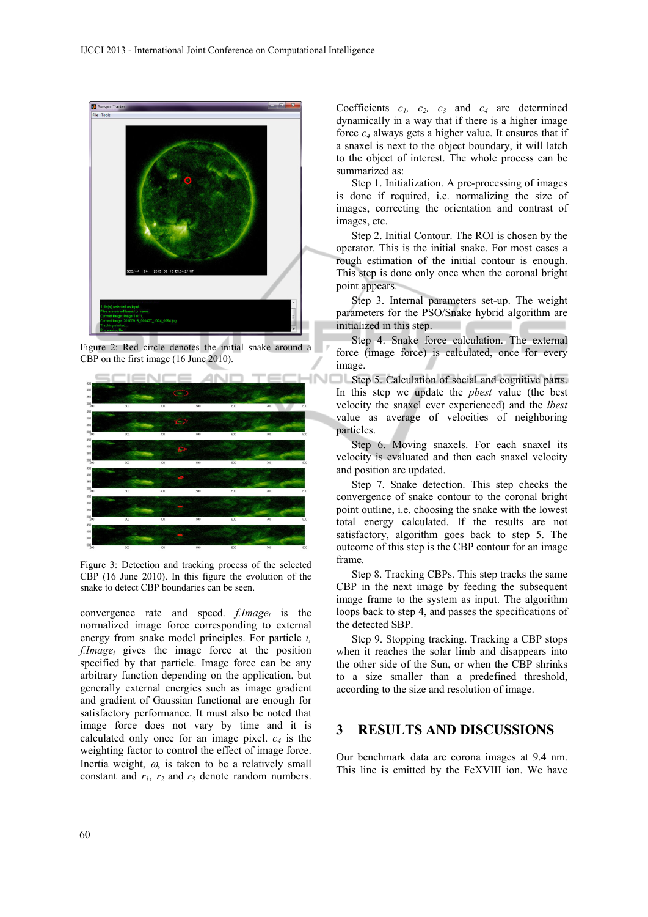Figure 2: Red circle denotes the initial snake around a CBP on the first image (16 June 2010).

Figure 3: Detection and tracking process of the selected CBP (16 June 2010). In this figure the evolution of the snake to detect CBP boundaries can be seen.

convergence rate and speed. $f.Image_i$ is the normalized image force corresponding to external energy from snake model principles. For particle *i*, $f.Image_i$ gives the image force at the position specified by that particle. Image force can be any arbitrary function depending on the application, but generally external energies such as image gradient and gradient of Gaussian functional are enough for satisfactory performance. It must also be noted that image force does not vary by time and it is calculated only once for an image pixel. $c_4$ is the weighting factor to control the effect of image force. Inertia weight, $\omega$, is taken to be a relatively small constant and $r_1$, $r_2$ and $r_3$ denote random numbers. Coefficients $c_1$, $c_2$, $c_3$ and $c_4$ are determined dynamically in a way that if there is a higher image force $c_4$ always gets a higher value. It ensures that if a snaxel is next to the object boundary, it will latch to the object of interest. The whole process can be summarized as:

Step 1. Initialization. A pre-processing of images is done if required, i.e. normalizing the size of images, correcting the orientation and contrast of images, etc.

Step 2. Initial Contour. The ROI is chosen by the operator. This is the initial snake. For most cases a rough estimation of the initial contour is enough. This step is done only once when the coronal bright point appears.

Step 3. Internal parameters set-up. The weight parameters for the PSO/Snake hybrid algorithm are initialized in this step.

Step 4. Snake force calculation. The external force (image force) is calculated, once for every image.

Step 5. Calculation of social and cognitive parts. In this step we update the *pbest* value (the best velocity the snaxel ever experienced) and the *lbest* value as average of velocities of neighboring particles.

Step 6. Moving snaxels. For each snaxel its velocity is evaluated and then each snaxel velocity and position are updated.

Step 7. Snake detection. This step checks the convergence of snake contour to the coronal bright point outline, i.e. choosing the snake with the lowest total energy calculated. If the results are not satisfactory, algorithm goes back to step 5. The outcome of this step is the CBP contour for an image frame.

Step 8. Tracking CBPs. This step tracks the same CBP in the next image by feeding the subsequent image frame to the system as input. The algorithm loops back to step 4, and passes the specifications of the detected SBP.

Step 9. Stopping tracking. Tracking a CBP stops when it reaches the solar limb and disappears into the other side of the Sun, or when the CBP shrinks to a size smaller than a predefined threshold, according to the size and resolution of image.

## 3 RESULTS AND DISCUSSIONS

Our benchmark data are corona images at 9.4 nm. This line is emitted by the FeXVIII ion. We have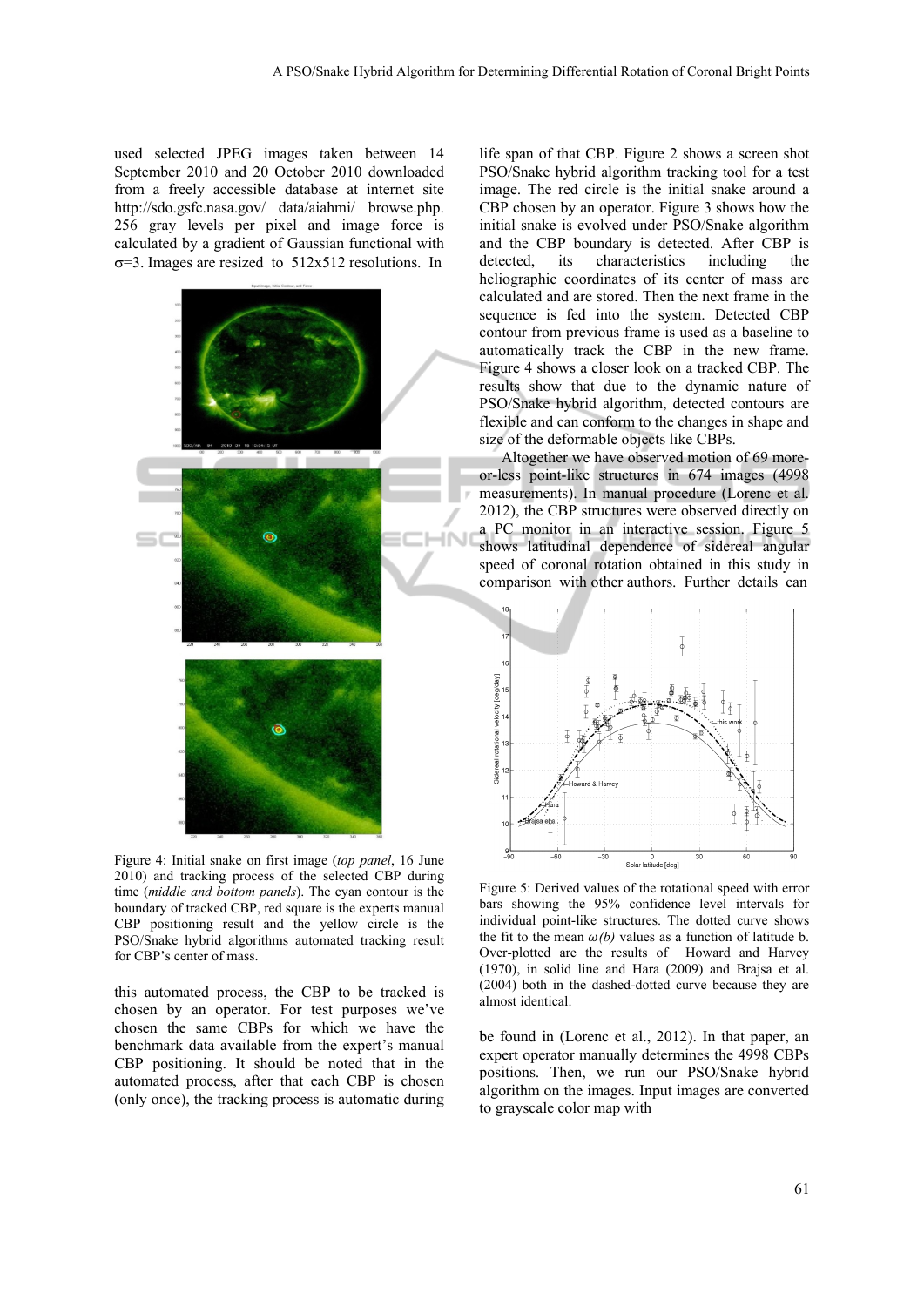used selected JPEG images taken between 14 September 2010 and 20 October 2010 downloaded from a freely accessible database at internet site http://sdo.gsfc.nasa.gov/ data/aiahmi/ browse.php. 256 gray levels per pixel and image force is calculated by a gradient of Gaussian functional with $\sigma$=3. Images are resized to 512x512 resolutions. In this automated process, the CBP to be tracked is chosen by an operator. For test purposes we've chosen the same CBPs for which we have the benchmark data available from the expert's manual CBP positioning. It should be noted that in the automated process, after that each CBP is chosen (only once), the tracking process is automatic during life span of that CBP. Figure 2 shows a screen shot PSO/Snake hybrid algorithm tracking tool for a test image. The red circle is the initial snake around a CBP chosen by an operator. Figure 3 shows how the initial snake is evolved under PSO/Snake algorithm and the CBP boundary is detected. After CBP is detected, its characteristics including the heliographic coordinates of its center of mass are calculated and are stored. Then the next frame in the sequence is fed into the system. Detected CBP contour from previous frame is used as a baseline to automatically track the CBP in the new frame. Figure 4 shows a closer look on a tracked CBP. The results show that due to the dynamic nature of PSO/Snake hybrid algorithm, detected contours are flexible and can conform to the changes in shape and size of the deformable objects like CBPs.

Figure 4: Initial snake on first image (*top panel*, 16 June 2010) and tracking process of the selected CBP during time (*middle and bottom panels*). The cyan contour is the boundary of tracked CBP, red square is the experts manual CBP positioning result and the yellow circle is the PSO/Snake hybrid algorithms automated tracking result for CBP's center of mass.

Altogether we have observed motion of 69 more-or-less point-like structures in 674 images (4998 measurements). In manual procedure (Lorenc et al. 2012), the CBP structures were observed directly on a PC monitor in an interactive session. Figure 5 shows latitudinal dependence of sidereal angular speed of coronal rotation obtained in this study in comparison with other authors. Further details can be found in (Lorenc et al., 2012). In that paper, an expert operator manually determines the 4998 CBPs positions. Then, we run our PSO/Snake hybrid algorithm on the images. Input images are converted to grayscale color map with

Figure 5: Derived values of the rotational speed with error bars showing the 95% confidence level intervals for individual point-like structures. The dotted curve shows the fit to the mean $\omega(b)$ values as a function of latitude b. Over-plotted are the results of Howard and Harvey (1970), in solid line and Hara (2009) and Brajsa et al. (2004) both in the dashed-dotted curve because they are almost identical.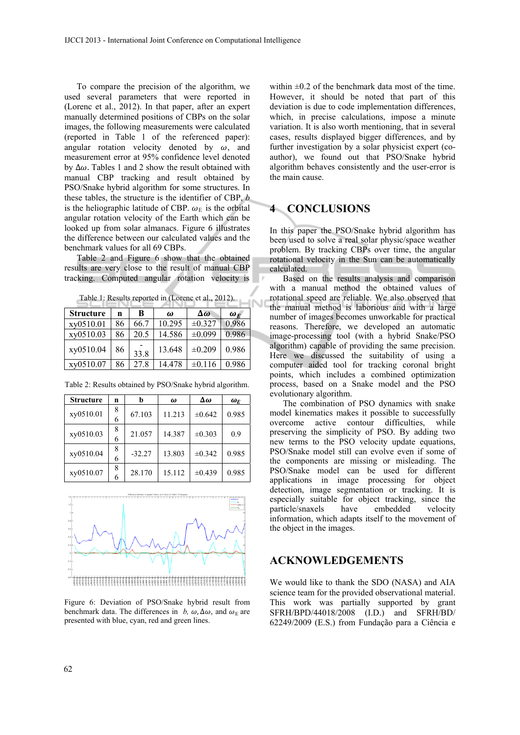To compare the precision of the algorithm, we used several parameters that were reported in (Lorenc et al., 2012). In that paper, after an expert manually determined positions of CBPs on the solar images, the following measurements were calculated (reported in Table 1 of the referenced paper): angular rotation velocity denoted by $\omega$, and measurement error at 95% confidence level denoted by $\Delta\omega$. Tables 1 and 2 show the result obtained with manual CBP tracking and result obtained by PSO/Snake hybrid algorithm for some structures. In these tables, the structure is the identifier of CBP, $b$ is the heliographic latitude of CBP. $\omega_E$ is the orbital angular rotation velocity of the Earth which can be looked up from solar almanacs. Figure 6 illustrates the difference between our calculated values and the benchmark values for all 69 CBPs.

Table 2 and Figure 6 show that the obtained results are very close to the result of manual CBP tracking. Computed angular rotation velocity is within ±0.2 of the benchmark data most of the time. However, it should be noted that part of this deviation is due to code implementation differences, which, in precise calculations, impose a minute variation. It is also worth mentioning, that in several cases, results displayed bigger differences, and by further investigation by a solar physicist expert (co-author), we found out that PSO/Snake hybrid algorithm behaves consistently and the user-error is the main cause.

Table 1: Results reported in (Lorenc et al., 2012).

| Structure | n | B | $\omega$ | $\Delta\omega$ | $\omega_E$ |
|---|---|---|---|---|---|
| xy0510.01 | 86 | 66.7 | 10.295 | ±0.327 | 0.986 |
| xy0510.03 | 86 | 20.5 | 14.586 | ±0.099 | 0.986 |
| xy0510.04 | 86 | -33.8 | 13.648 | ±0.209 | 0.986 |
| xy0510.07 | 86 | 27.8 | 14.478 | ±0.116 | 0.986 |

Table 2: Results obtained by PSO/Snake hybrid algorithm.

| Structure | n | b | $\omega$ | $\Delta\omega$ | $\omega_E$ |
|---|---|---|---|---|---|
| xy0510.01 | 86 | 67.103 | 11.213 | ±0.642 | 0.985 |
| xy0510.03 | 86 | 21.057 | 14.387 | ±0.303 | 0.9 |
| xy0510.04 | 86 | -32.27 | 13.803 | ±0.342 | 0.985 |
| xy0510.07 | 86 | 28.170 | 15.112 | ±0.439 | 0.985 |

Figure 6: Deviation of PSO/Snake hybrid result from benchmark data. The differences in $b$, $\omega$, $\Delta\omega$, and $\omega_E$ are presented with blue, cyan, red and green lines.

## 4 CONCLUSIONS

In this paper the PSO/Snake hybrid algorithm has been used to solve a real solar physic/space weather problem. By tracking CBPs over time, the angular rotational velocity in the Sun can be automatically calculated.

Based on the results analysis and comparison with a manual method the obtained values of rotational speed are reliable. We also observed that the manual method is laborious and with a large number of images becomes unworkable for practical reasons. Therefore, we developed an automatic image-processing tool (with a hybrid Snake/PSO algorithm) capable of providing the same precision. Here we discussed the suitability of using a computer aided tool for tracking coronal bright points, which includes a combined optimization process, based on a Snake model and the PSO evolutionary algorithm.

The combination of PSO dynamics with snake model kinematics makes it possible to successfully overcome active contour difficulties, while preserving the simplicity of PSO. By adding two new terms to the PSO velocity update equations, PSO/Snake model still can evolve even if some of the components are missing or misleading. The PSO/Snake model can be used for different applications in image processing for object detection, image segmentation or tracking. It is especially suitable for object tracking, since the particle/snaxels have embedded velocity information, which adapts itself to the movement of the object in the images.

## ACKNOWLEDGEMENTS

We would like to thank the SDO (NASA) and AIA science team for the provided observational material. This work was partially supported by grant SFRH/BPD/44018/2008 (I.D.) and SFRH/BD/62249/2009 (E.S.) from Fundação para a Ciência e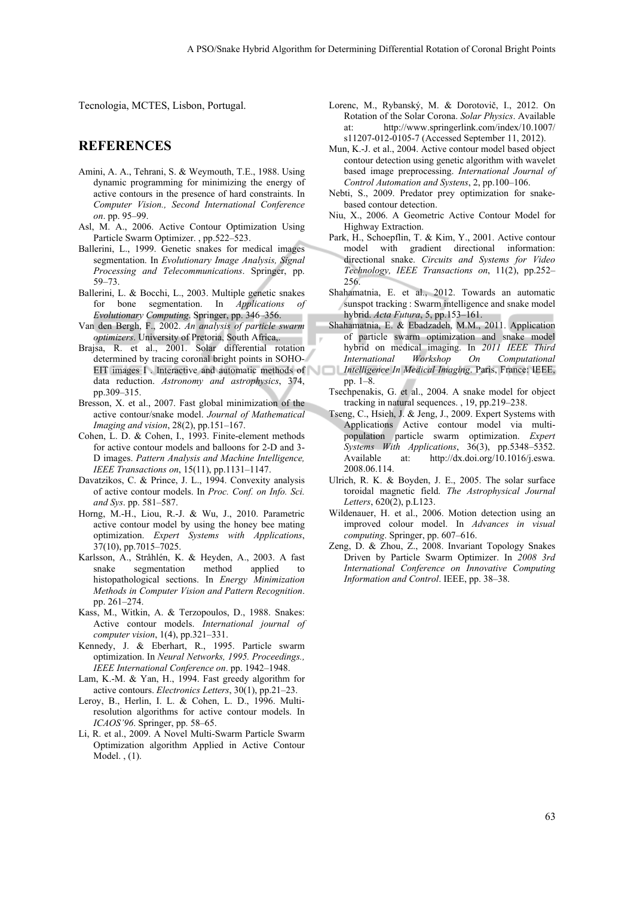Tecnologia, MCTES, Lisbon, Portugal.

## REFERENCES

Amini, A. A., Tehrani, S. & Weymouth, T.E., 1988. Using dynamic programming for minimizing the energy of active contours in the presence of hard constraints. In *Computer Vision., Second International Conference on*. pp. 95–99.

Asl, M. A., 2006. Active Contour Optimization Using Particle Swarm Optimizer. , pp.522–523.

Ballerini, L., 1999. Genetic snakes for medical images segmentation. In *Evolutionary Image Analysis, Signal Processing and Telecommunications*. Springer, pp. 59–73.

Ballerini, L. & Bocchi, L., 2003. Multiple genetic snakes for bone segmentation. In *Applications of Evolutionary Computing*. Springer, pp. 346–356.

Van den Bergh, F., 2002. *An analysis of particle swarm optimizers*. University of Pretoria, South Africa,.

Brajsa, R. et al., 2001. Solar differential rotation determined by tracing coronal bright points in SOHO-EIT images I . Interactive and automatic methods of data reduction. *Astronomy and astrophysics*, 374, pp.309–315.

Bresson, X. et al., 2007. Fast global minimization of the active contour/snake model. *Journal of Mathematical Imaging and vision*, 28(2), pp.151–167.

Cohen, L. D. & Cohen, I., 1993. Finite-element methods for active contour models and balloons for 2-D and 3-D images. *Pattern Analysis and Machine Intelligence, IEEE Transactions on*, 15(11), pp.1131–1147.

Davatzikos, C. & Prince, J. L., 1994. Convexity analysis of active contour models. In *Proc. Conf. on Info. Sci. and Sys*. pp. 581–587.

Horng, M.-H., Liou, R.-J. & Wu, J., 2010. Parametric active contour model by using the honey bee mating optimization. *Expert Systems with Applications*, 37(10), pp.7015–7025.

Karlsson, A., Stråhlén, K. & Heyden, A., 2003. A fast snake segmentation method applied to histopathological sections. In *Energy Minimization Methods in Computer Vision and Pattern Recognition*. pp. 261–274.

Kass, M., Witkin, A. & Terzopoulos, D., 1988. Snakes: Active contour models. *International journal of computer vision*, 1(4), pp.321–331.

Kennedy, J. & Eberhart, R., 1995. Particle swarm optimization. In *Neural Networks, 1995. Proceedings., IEEE International Conference on*. pp. 1942–1948.

Lam, K.-M. & Yan, H., 1994. Fast greedy algorithm for active contours. *Electronics Letters*, 30(1), pp.21–23.

Leroy, B., Herlin, I. L. & Cohen, L. D., 1996. Multi-resolution algorithms for active contour models. In *ICAOS'96*. Springer, pp. 58–65.

Li, R. et al., 2009. A Novel Multi-Swarm Particle Swarm Optimization algorithm Applied in Active Contour Model. , (1).

Lorenc, M., Rybanský, M. & Dorotovič, I., 2012. On Rotation of the Solar Corona. *Solar Physics*. Available at: http://www.springerlink.com/index/10.1007/s11207-012-0105-7 (Accessed September 11, 2012).

Mun, K.-J. et al., 2004. Active contour model based object contour detection using genetic algorithm with wavelet based image preprocessing. *International Journal of Control Automation and Systens*, 2, pp.100–106.

Nebti, S., 2009. Predator prey optimization for snake-based contour detection.

Niu, X., 2006. A Geometric Active Contour Model for Highway Extraction.

Park, H., Schoepflin, T. & Kim, Y., 2001. Active contour model with gradient directional information: directional snake. *Circuits and Systems for Video Technology, IEEE Transactions on*, 11(2), pp.252–256.

Shahamatnia, E. et al., 2012. Towards an automatic sunspot tracking : Swarm intelligence and snake model hybrid. *Acta Futura*, 5, pp.153–161.

Shahamatnia, E. & Ebadzadeh, M.M., 2011. Application of particle swarm optimization and snake model hybrid on medical imaging. In *2011 IEEE Third International Workshop On Computational Intelligence In Medical Imaging*. Paris, France: IEEE, pp. 1–8.

Tsechpenakis, G. et al., 2004. A snake model for object tracking in natural sequences. , 19, pp.219–238.

Tseng, C., Hsieh, J. & Jeng, J., 2009. Expert Systems with Applications Active contour model via multi-population particle swarm optimization. *Expert Systems With Applications*, 36(3), pp.5348–5352. Available at: http://dx.doi.org/10.1016/j.eswa.2008.06.114.

Ulrich, R. K. & Boyden, J. E., 2005. The solar surface toroidal magnetic field. *The Astrophysical Journal Letters*, 620(2), p.L123.

Wildenauer, H. et al., 2006. Motion detection using an improved colour model. In *Advances in visual computing*. Springer, pp. 607–616.

Zeng, D. & Zhou, Z., 2008. Invariant Topology Snakes Driven by Particle Swarm Optimizer. In *2008 3rd International Conference on Innovative Computing Information and Control*. IEEE, pp. 38–38.